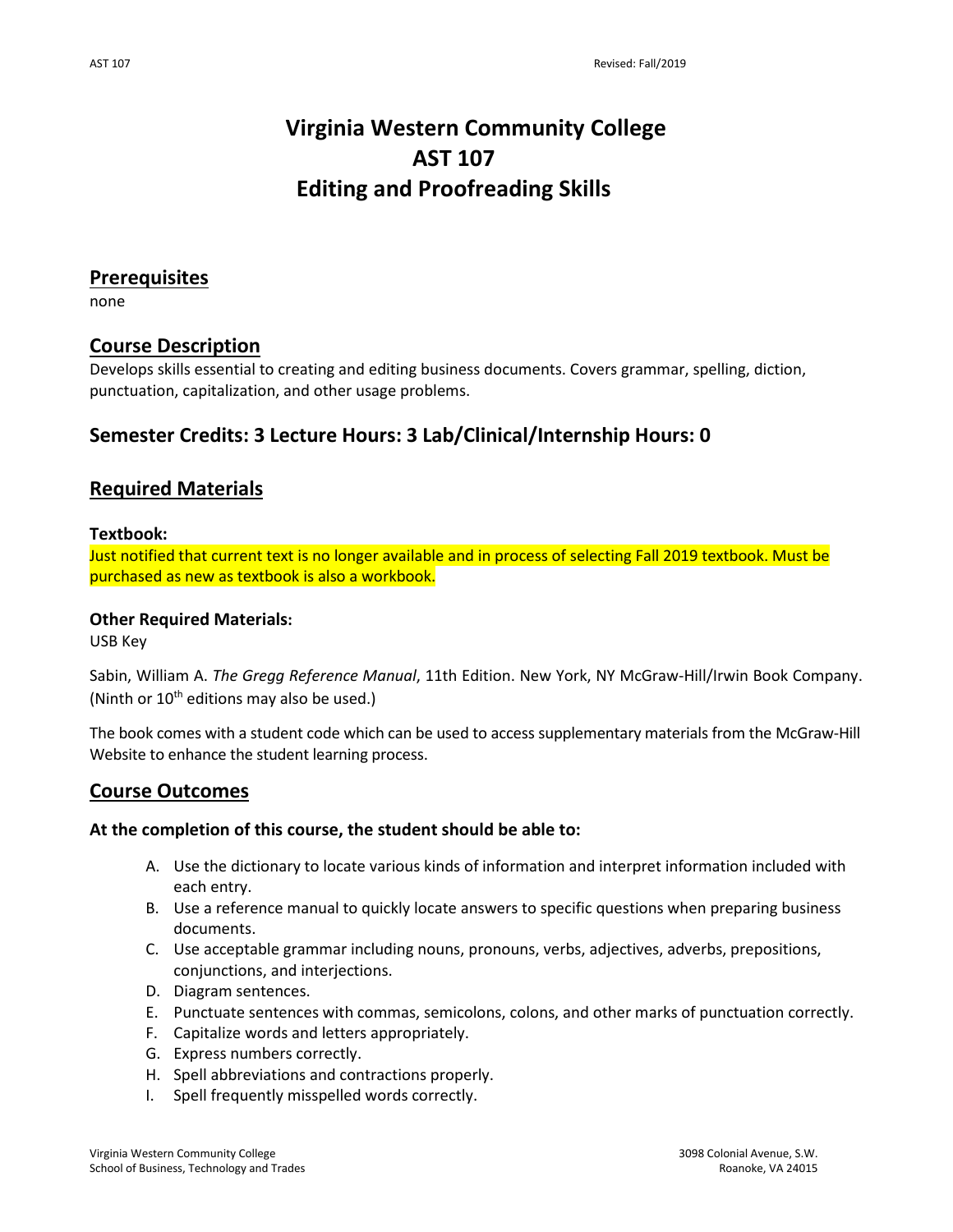# Virginia Western Community College AST 107 Editing and Proofreading Skills

## Prerequisites

none

## Course Description

Develops skills essential to creating and editing business documents. Covers grammar, spelling, diction, punctuation, capitalization, and other usage problems.

## Semester Credits: 3 Lecture Hours: 3 Lab/Clinical/Internship Hours: 0

## Required Materials

**Textbook:**

Just notified that current text is no longer available and in process of selecting Fall 2019 textbook. Must be purchased as new as textbook is also a workbook.

**Other Required Materials:**

USB Key

Sabin, William A. *The Gregg Reference Manual*, 11th Edition. New York, NY McGraw-Hill/Irwin Book Company. (Ninth or 10th editions may also be used.)

The book comes with a student code which can be used to access supplementary materials from the McGraw-Hill Website to enhance the student learning process.

## Course Outcomes

**At the completion of this course, the student should be able to:**

A. Use the dictionary to locate various kinds of information and interpret information included with each entry.
B. Use a reference manual to quickly locate answers to specific questions when preparing business documents.
C. Use acceptable grammar including nouns, pronouns, verbs, adjectives, adverbs, prepositions, conjunctions, and interjections.
D. Diagram sentences.
E. Punctuate sentences with commas, semicolons, colons, and other marks of punctuation correctly.
F. Capitalize words and letters appropriately.
G. Express numbers correctly.
H. Spell abbreviations and contractions properly.
I. Spell frequently misspelled words correctly.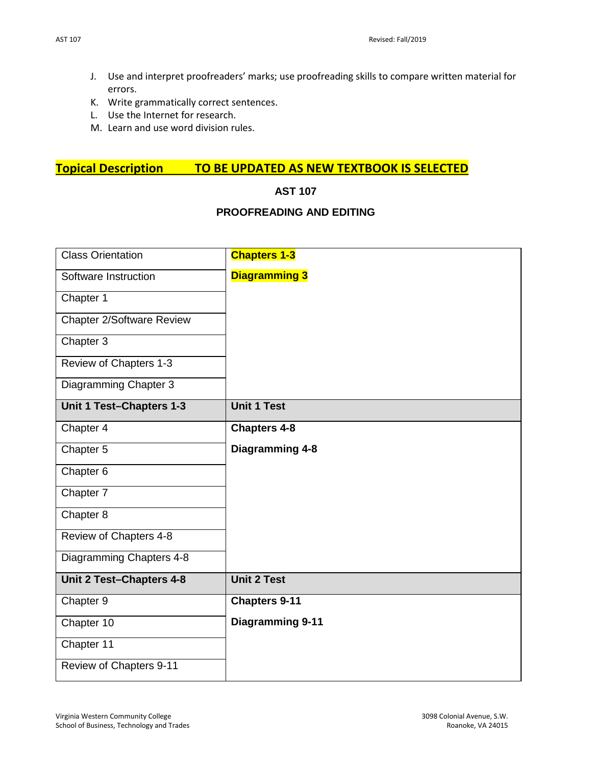J. Use and interpret proofreaders' marks; use proofreading skills to compare written material for errors.
K. Write grammatically correct sentences.
L. Use the Internet for research.
M. Learn and use word division rules.

## Topical Description TO BE UPDATED AS NEW TEXTBOOK IS SELECTED

**AST 107**

**PROOFREADING AND EDITING**

| Class Orientation | **Chapters 1-3**<br><br>**Diagramming 3** |
|---|---|
| Software Instruction | |
| Chapter 1 | |
| Chapter 2/Software Review | |
| Chapter 3 | |
| Review of Chapters 1-3 | |
| Diagramming Chapter 3 | |
| **Unit 1 Test–Chapters 1-3** | **Unit 1 Test** |
| Chapter 4 | **Chapters 4-8**<br><br>**Diagramming 4-8** |
| Chapter 5 | |
| Chapter 6 | |
| Chapter 7 | |
| Chapter 8 | |
| Review of Chapters 4-8 | |
| Diagramming Chapters 4-8 | |
| **Unit 2 Test–Chapters 4-8** | **Unit 2 Test** |
| Chapter 9 | **Chapters 9-11**<br><br>**Diagramming 9-11** |
| Chapter 10 | |
| Chapter 11 | |
| Review of Chapters 9-11 | |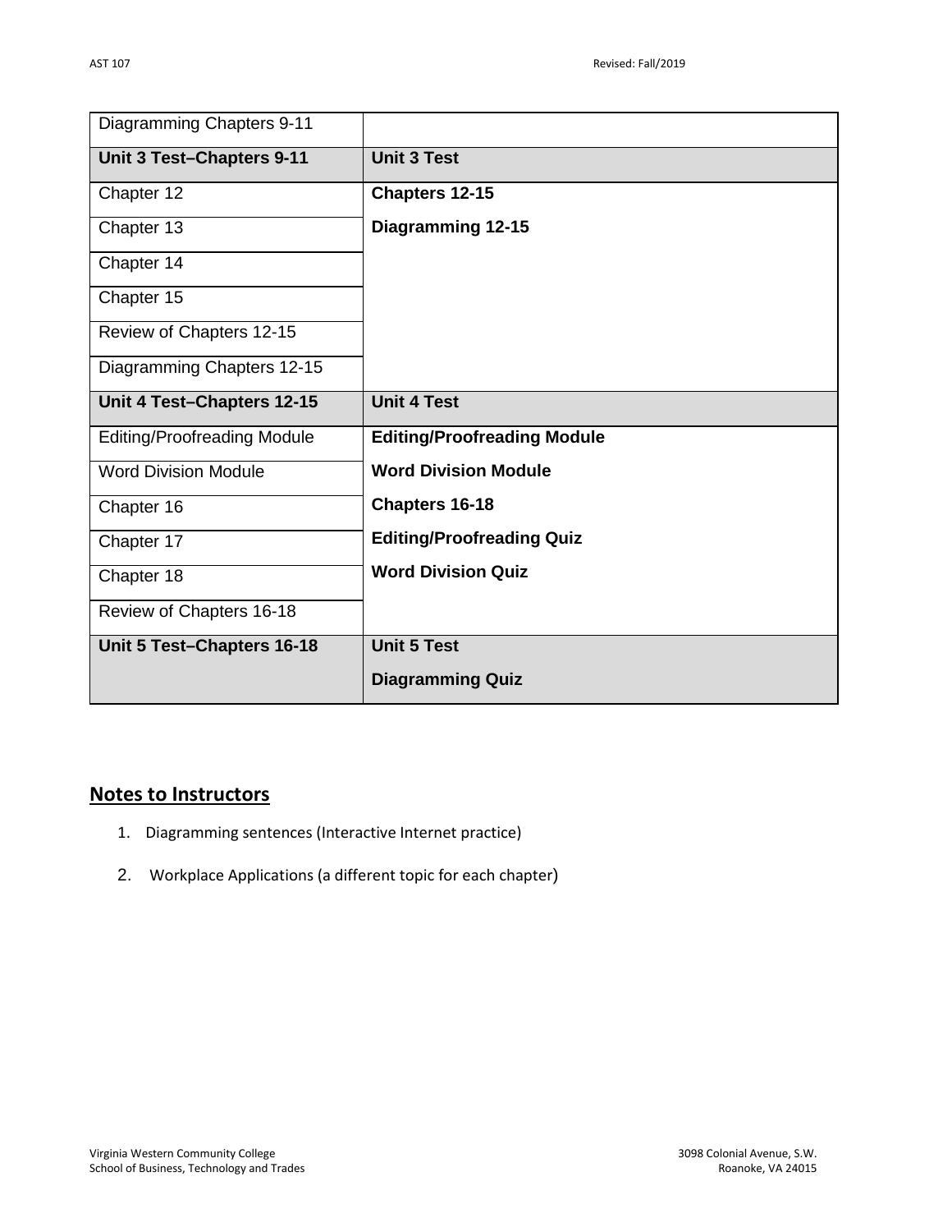| | |
|---|---|
| Diagramming Chapters 9-11 | |
| **Unit 3 Test–Chapters 9-11** | **Unit 3 Test** |
| Chapter 12 | **Chapters 12-15** |
| Chapter 13 | **Diagramming 12-15** |
| Chapter 14 | |
| Chapter 15 | |
| Review of Chapters 12-15 | |
| Diagramming Chapters 12-15 | |
| **Unit 4 Test–Chapters 12-15** | **Unit 4 Test** |
| Editing/Proofreading Module | **Editing/Proofreading Module** |
| Word Division Module | **Word Division Module** |
| Chapter 16 | **Chapters 16-18** |
| Chapter 17 | **Editing/Proofreading Quiz** |
| Chapter 18 | **Word Division Quiz** |
| Review of Chapters 16-18 | |
| **Unit 5 Test–Chapters 16-18** | **Unit 5 Test**<br>**Diagramming Quiz** |

## Notes to Instructors

1. Diagramming sentences (Interactive Internet practice)
2. Workplace Applications (a different topic for each chapter)